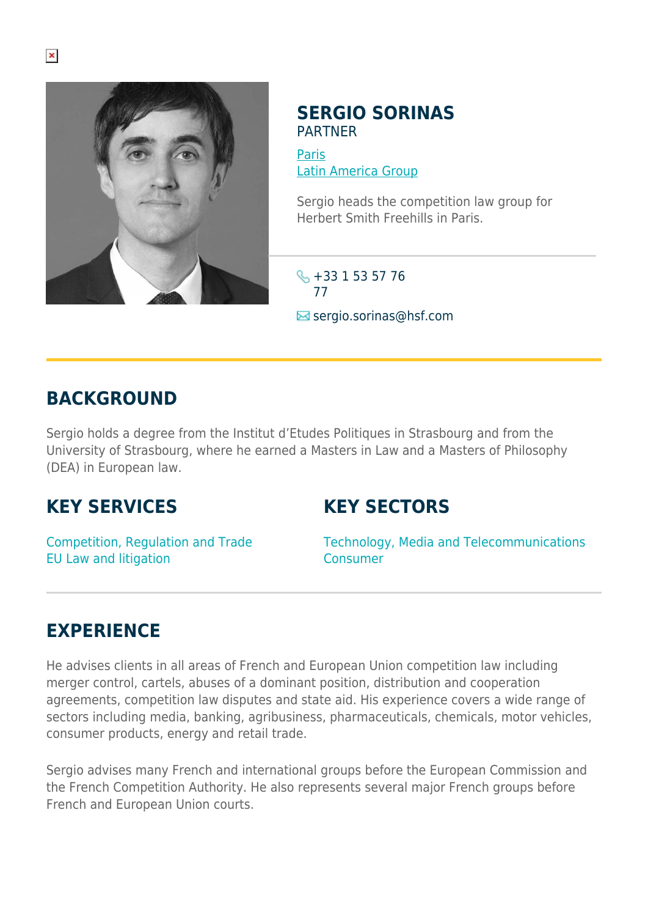# SERGIO SORINAS

PARTNER

[Paris](#)
[Latin America Group](#)

Sergio heads the competition law group for Herbert Smith Freehills in Paris.

+33 1 53 57 76 77

sergio.sorinas@hsf.com

## BACKGROUND

Sergio holds a degree from the Institut d'Etudes Politiques in Strasbourg and from the University of Strasbourg, where he earned a Masters in Law and a Masters of Philosophy (DEA) in European law.

## KEY SERVICES

Competition, Regulation and Trade
EU Law and litigation

## KEY SECTORS

Technology, Media and Telecommunications
Consumer

## EXPERIENCE

He advises clients in all areas of French and European Union competition law including merger control, cartels, abuses of a dominant position, distribution and cooperation agreements, competition law disputes and state aid. His experience covers a wide range of sectors including media, banking, agribusiness, pharmaceuticals, chemicals, motor vehicles, consumer products, energy and retail trade.

Sergio advises many French and international groups before the European Commission and the French Competition Authority. He also represents several major French groups before French and European Union courts.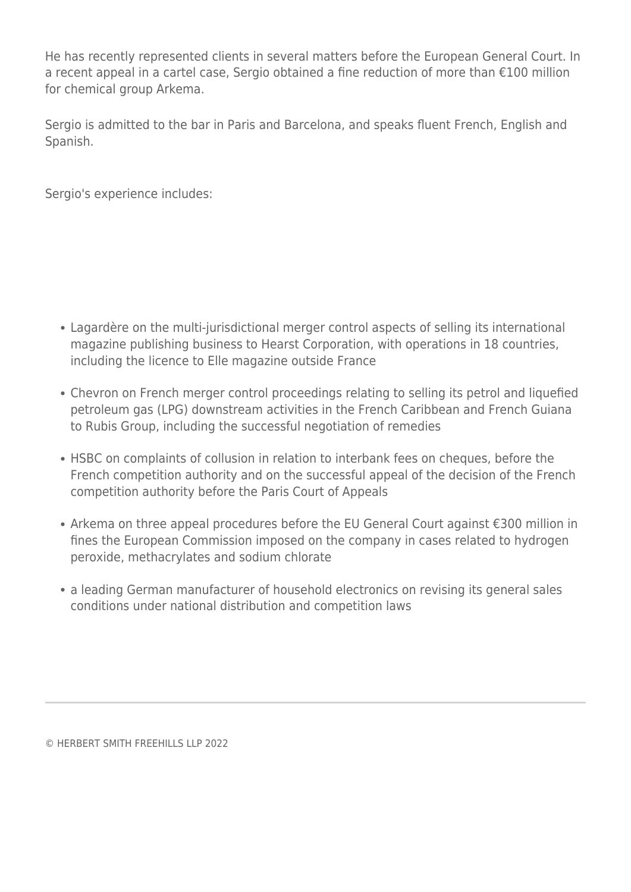He has recently represented clients in several matters before the European General Court. In a recent appeal in a cartel case, Sergio obtained a fine reduction of more than €100 million for chemical group Arkema.

Sergio is admitted to the bar in Paris and Barcelona, and speaks fluent French, English and Spanish.

Sergio's experience includes:

- Lagardère on the multi-jurisdictional merger control aspects of selling its international magazine publishing business to Hearst Corporation, with operations in 18 countries, including the licence to Elle magazine outside France
- Chevron on French merger control proceedings relating to selling its petrol and liquefied petroleum gas (LPG) downstream activities in the French Caribbean and French Guiana to Rubis Group, including the successful negotiation of remedies
- HSBC on complaints of collusion in relation to interbank fees on cheques, before the French competition authority and on the successful appeal of the decision of the French competition authority before the Paris Court of Appeals
- Arkema on three appeal procedures before the EU General Court against €300 million in fines the European Commission imposed on the company in cases related to hydrogen peroxide, methacrylates and sodium chlorate
- a leading German manufacturer of household electronics on revising its general sales conditions under national distribution and competition laws

© HERBERT SMITH FREEHILLS LLP 2022